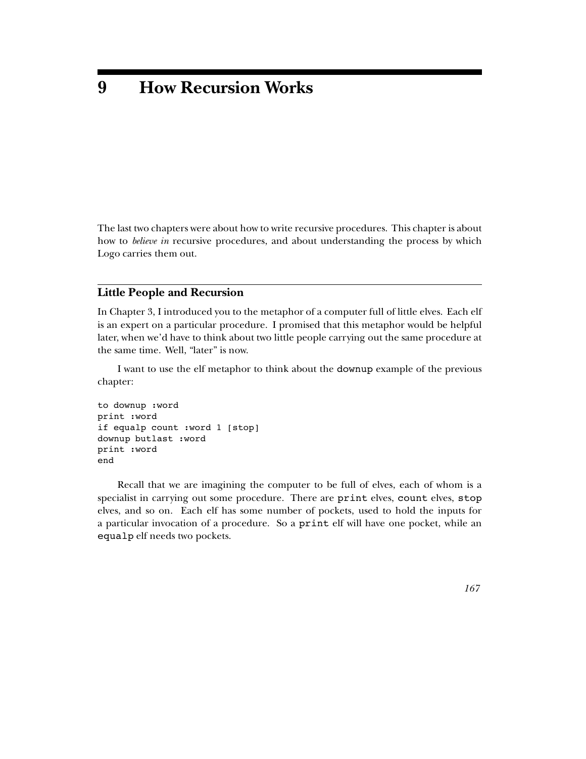# 9 How Recursion Works

The last two chapters were about how to write recursive procedures. This chapter is about how to *believe in* recursive procedures, and about understanding the process by which Logo carries them out.

## Little People and Recursion

In Chapter 3, I introduced you to the metaphor of a computer full of little elves. Each elf is an expert on a particular procedure. I promised that this metaphor would be helpful later, when we'd have to think about two little people carrying out the same procedure at the same time. Well, "later" is now.

I want to use the elf metaphor to think about the `downup` example of the previous chapter:

```
to downup :word
print :word
if equalp count :word 1 [stop]
downup butlast :word
print :word
end
```

Recall that we are imagining the computer to be full of elves, each of whom is a specialist in carrying out some procedure. There are `print` elves, `count` elves, `stop` elves, and so on. Each elf has some number of pockets, used to hold the inputs for a particular invocation of a procedure. So a `print` elf will have one pocket, while an `equalp` elf needs two pockets.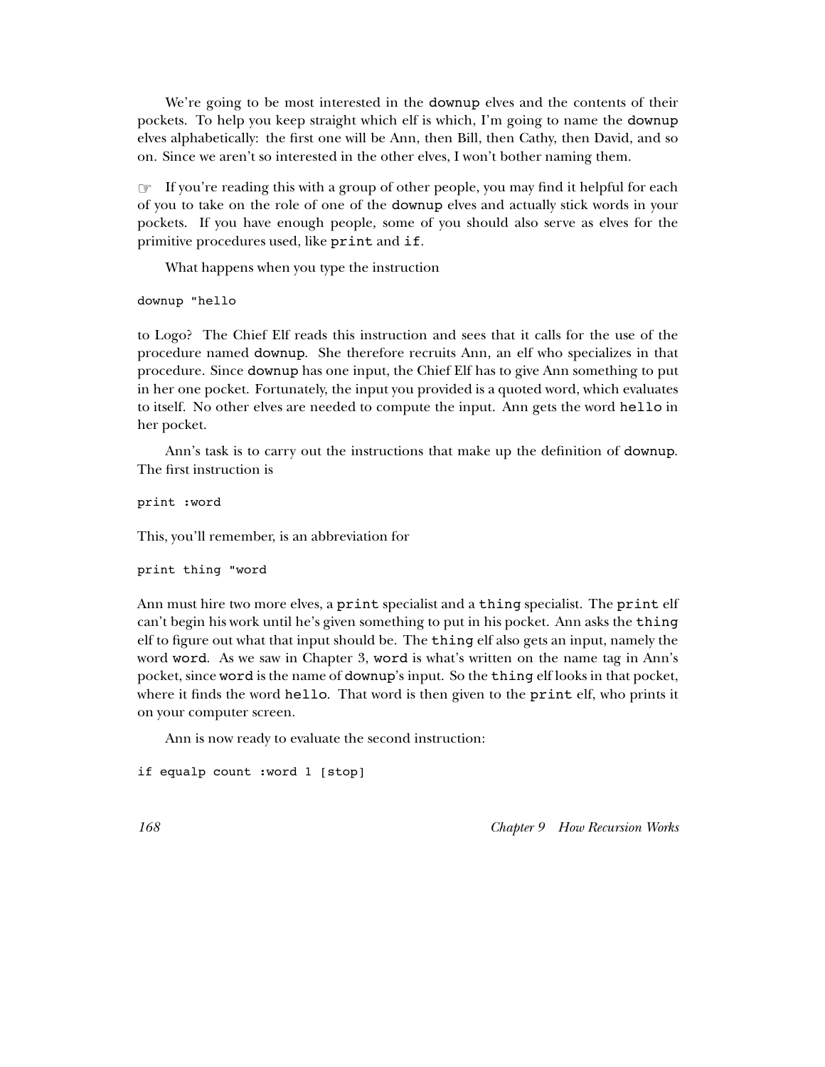We're going to be most interested in the `downup` elves and the contents of their pockets. To help you keep straight which elf is which, I'm going to name the `downup` elves alphabetically: the first one will be Ann, then Bill, then Cathy, then David, and so on. Since we aren't so interested in the other elves, I won't bother naming them.

☞ If you're reading this with a group of other people, you may find it helpful for each of you to take on the role of one of the `downup` elves and actually stick words in your pockets. If you have enough people, some of you should also serve as elves for the primitive procedures used, like `print` and `if`.

What happens when you type the instruction

```
downup "hello
```

to Logo? The Chief Elf reads this instruction and sees that it calls for the use of the procedure named `downup`. She therefore recruits Ann, an elf who specializes in that procedure. Since `downup` has one input, the Chief Elf has to give Ann something to put in her one pocket. Fortunately, the input you provided is a quoted word, which evaluates to itself. No other elves are needed to compute the input. Ann gets the word `hello` in her pocket.

Ann's task is to carry out the instructions that make up the definition of `downup`. The first instruction is

```
print :word
```

This, you'll remember, is an abbreviation for

```
print thing "word
```

Ann must hire two more elves, a `print` specialist and a `thing` specialist. The `print` elf can't begin his work until he's given something to put in his pocket. Ann asks the `thing` elf to figure out what that input should be. The `thing` elf also gets an input, namely the word `word`. As we saw in Chapter 3, `word` is what's written on the name tag in Ann's pocket, since `word` is the name of `downup`'s input. So the `thing` elf looks in that pocket, where it finds the word `hello`. That word is then given to the `print` elf, who prints it on your computer screen.

Ann is now ready to evaluate the second instruction:

```
if equalp count :word 1 [stop]
```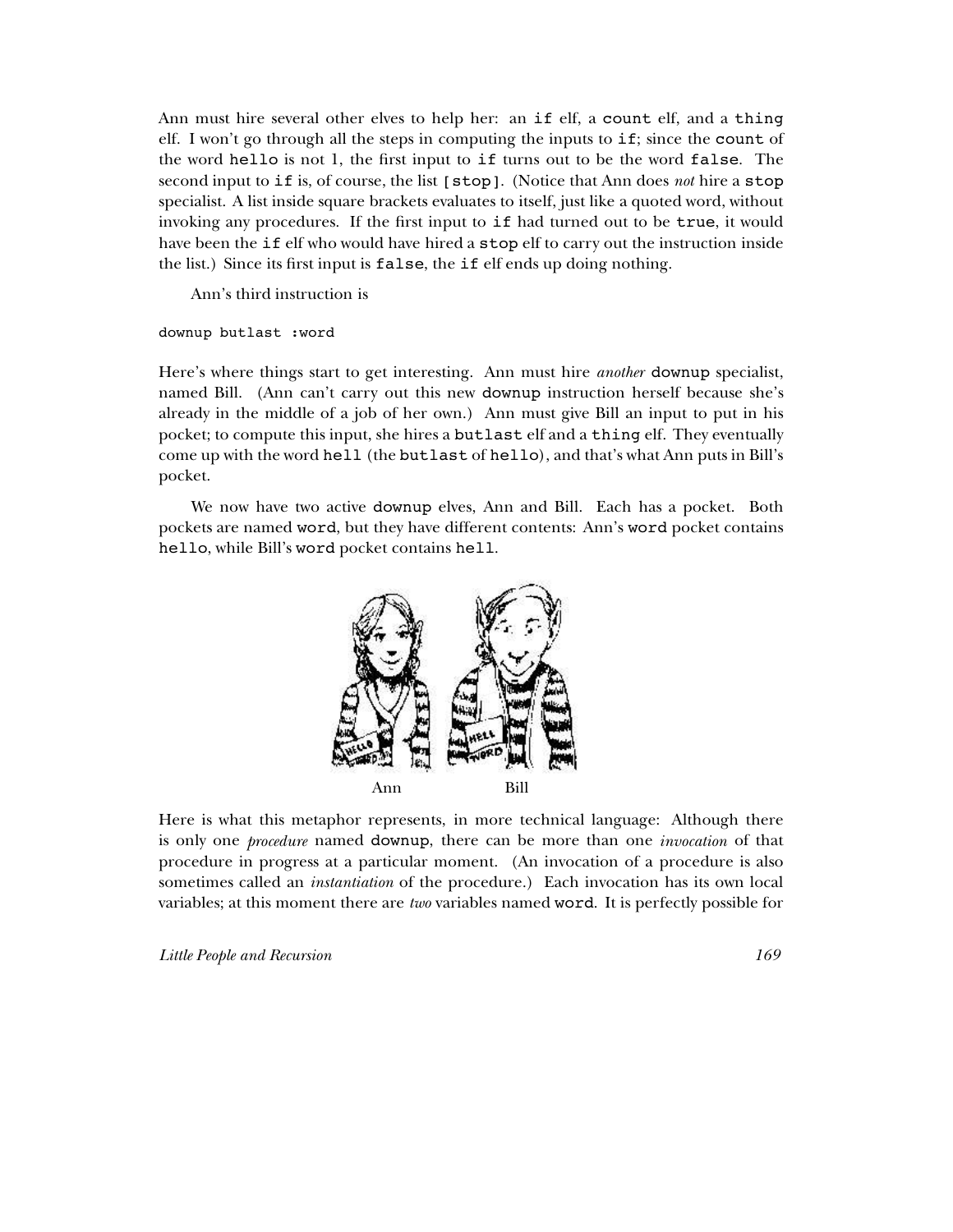Ann must hire several other elves to help her: an `if` elf, a `count` elf, and a `thing` elf. I won't go through all the steps in computing the inputs to `if`; since the `count` of the word `hello` is not 1, the first input to `if` turns out to be the word `false`. The second input to `if` is, of course, the list `[stop]`. (Notice that Ann does *not* hire a `stop` specialist. A list inside square brackets evaluates to itself, just like a quoted word, without invoking any procedures. If the first input to `if` had turned out to be `true`, it would have been the `if` elf who would have hired a `stop` elf to carry out the instruction inside the list.) Since its first input is `false`, the `if` elf ends up doing nothing.

Ann's third instruction is

```
downup butlast :word
```

Here's where things start to get interesting. Ann must hire *another* `downup` specialist, named Bill. (Ann can't carry out this new `downup` instruction herself because she's already in the middle of a job of her own.) Ann must give Bill an input to put in his pocket; to compute this input, she hires a `butlast` elf and a `thing` elf. They eventually come up with the word `hell` (the `butlast` of `hello`), and that's what Ann puts in Bill's pocket.

We now have two active `downup` elves, Ann and Bill. Each has a pocket. Both pockets are named `word`, but they have different contents: Ann's `word` pocket contains `hello`, while Bill's `word` pocket contains `hell`.

Ann Bill

Here is what this metaphor represents, in more technical language: Although there is only one *procedure* named `downup`, there can be more than one *invocation* of that procedure in progress at a particular moment. (An invocation of a procedure is also sometimes called an *instantiation* of the procedure.) Each invocation has its own local variables; at this moment there are *two* variables named `word`. It is perfectly possible for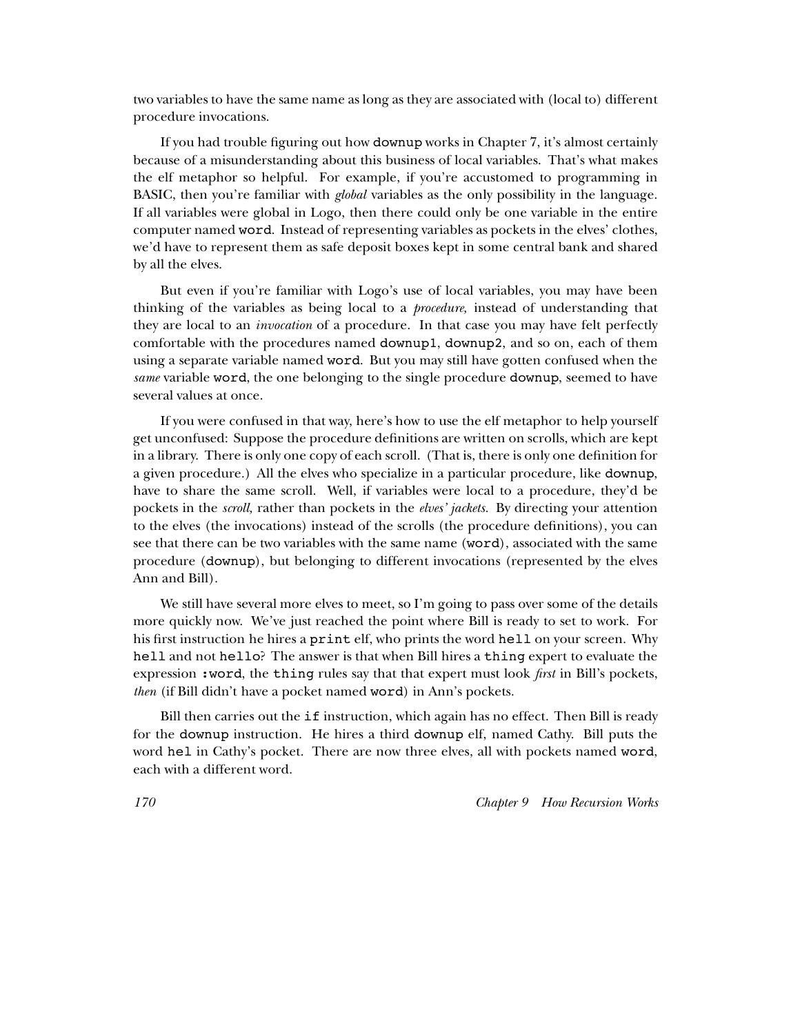two variables to have the same name as long as they are associated with (local to) different procedure invocations.

If you had trouble figuring out how `downup` works in Chapter 7, it's almost certainly because of a misunderstanding about this business of local variables. That's what makes the elf metaphor so helpful. For example, if you're accustomed to programming in BASIC, then you're familiar with *global* variables as the only possibility in the language. If all variables were global in Logo, then there could only be one variable in the entire computer named `word`. Instead of representing variables as pockets in the elves' clothes, we'd have to represent them as safe deposit boxes kept in some central bank and shared by all the elves.

But even if you're familiar with Logo's use of local variables, you may have been thinking of the variables as being local to a *procedure,* instead of understanding that they are local to an *invocation* of a procedure. In that case you may have felt perfectly comfortable with the procedures named `downup1`, `downup2`, and so on, each of them using a separate variable named `word`. But you may still have gotten confused when the *same* variable `word`, the one belonging to the single procedure `downup`, seemed to have several values at once.

If you were confused in that way, here's how to use the elf metaphor to help yourself get unconfused: Suppose the procedure definitions are written on scrolls, which are kept in a library. There is only one copy of each scroll. (That is, there is only one definition for a given procedure.) All the elves who specialize in a particular procedure, like `downup`, have to share the same scroll. Well, if variables were local to a procedure, they'd be pockets in the *scroll,* rather than pockets in the *elves' jackets.* By directing your attention to the elves (the invocations) instead of the scrolls (the procedure definitions), you can see that there can be two variables with the same name (`word`), associated with the same procedure (`downup`), but belonging to different invocations (represented by the elves Ann and Bill).

We still have several more elves to meet, so I'm going to pass over some of the details more quickly now. We've just reached the point where Bill is ready to set to work. For his first instruction he hires a `print` elf, who prints the word `hell` on your screen. Why `hell` and not `hello`? The answer is that when Bill hires a `thing` expert to evaluate the expression `:word`, the `thing` rules say that that expert must look *first* in Bill's pockets, *then* (if Bill didn't have a pocket named `word`) in Ann's pockets.

Bill then carries out the `if` instruction, which again has no effect. Then Bill is ready for the `downup` instruction. He hires a third `downup` elf, named Cathy. Bill puts the word `hel` in Cathy's pocket. There are now three elves, all with pockets named `word`, each with a different word.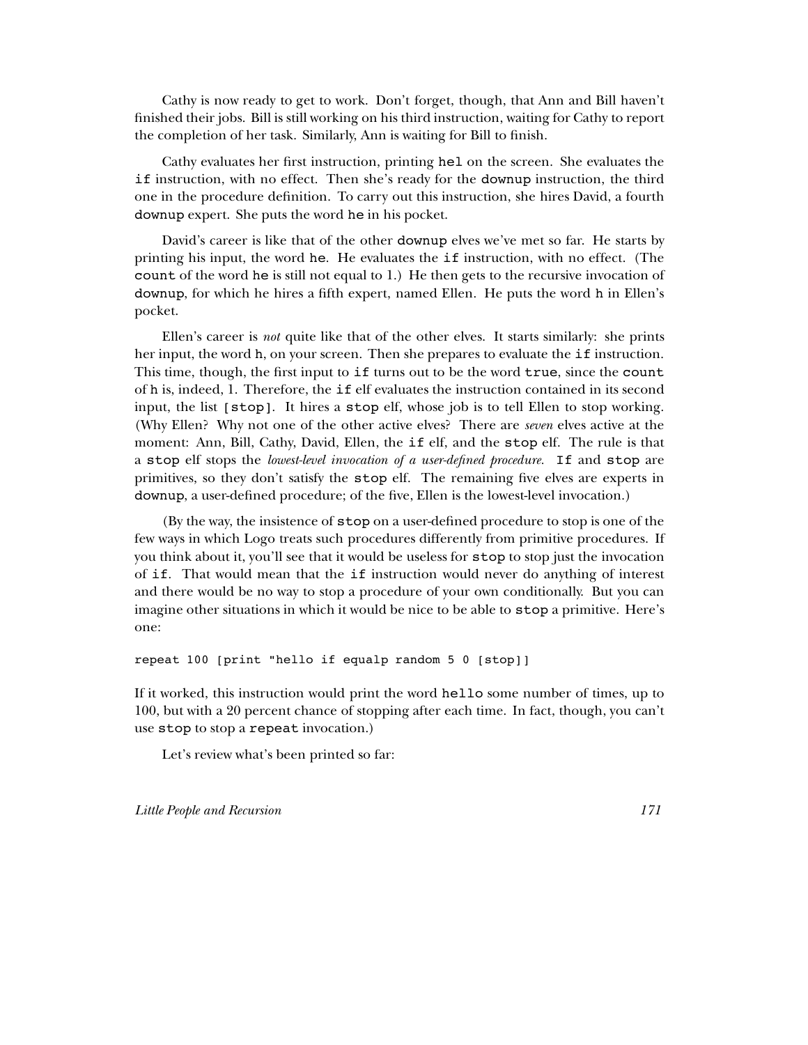Cathy is now ready to get to work. Don't forget, though, that Ann and Bill haven't finished their jobs. Bill is still working on his third instruction, waiting for Cathy to report the completion of her task. Similarly, Ann is waiting for Bill to finish.

Cathy evaluates her first instruction, printing `hel` on the screen. She evaluates the `if` instruction, with no effect. Then she's ready for the `downup` instruction, the third one in the procedure definition. To carry out this instruction, she hires David, a fourth `downup` expert. She puts the word `he` in his pocket.

David's career is like that of the other `downup` elves we've met so far. He starts by printing his input, the word `he`. He evaluates the `if` instruction, with no effect. (The `count` of the word `he` is still not equal to 1.) He then gets to the recursive invocation of `downup`, for which he hires a fifth expert, named Ellen. He puts the word `h` in Ellen's pocket.

Ellen's career is *not* quite like that of the other elves. It starts similarly: she prints her input, the word `h`, on your screen. Then she prepares to evaluate the `if` instruction. This time, though, the first input to `if` turns out to be the word `true`, since the `count` of `h` is, indeed, 1. Therefore, the `if` elf evaluates the instruction contained in its second input, the list `[stop]`. It hires a `stop` elf, whose job is to tell Ellen to stop working. (Why Ellen? Why not one of the other active elves? There are *seven* elves active at the moment: Ann, Bill, Cathy, David, Ellen, the `if` elf, and the `stop` elf. The rule is that a `stop` elf stops the *lowest-level invocation of a user-defined procedure.* `If` and `stop` are primitives, so they don't satisfy the `stop` elf. The remaining five elves are experts in `downup`, a user-defined procedure; of the five, Ellen is the lowest-level invocation.)

(By the way, the insistence of `stop` on a user-defined procedure to stop is one of the few ways in which Logo treats such procedures differently from primitive procedures. If you think about it, you'll see that it would be useless for `stop` to stop just the invocation of `if`. That would mean that the `if` instruction would never do anything of interest and there would be no way to stop a procedure of your own conditionally. But you can imagine other situations in which it would be nice to be able to `stop` a primitive. Here's one:

```
repeat 100 [print "hello if equalp random 5 0 [stop]]
```

If it worked, this instruction would print the word `hello` some number of times, up to 100, but with a 20 percent chance of stopping after each time. In fact, though, you can't use `stop` to stop a `repeat` invocation.)

Let's review what's been printed so far: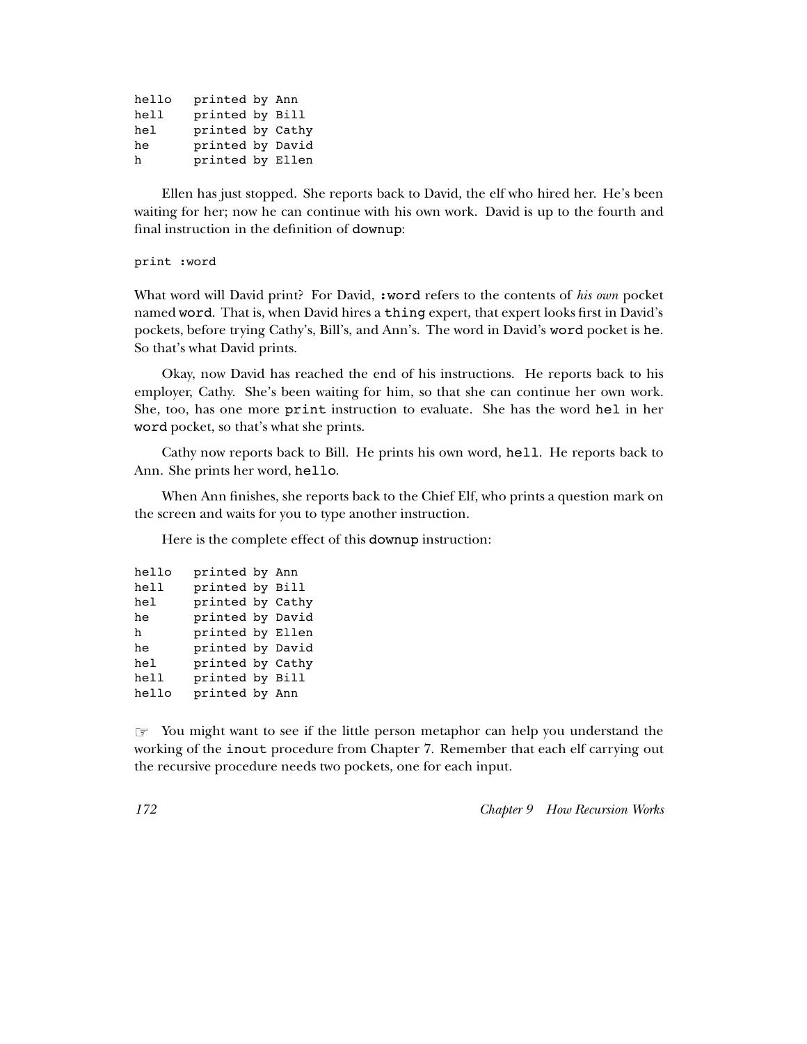```
hello   printed by Ann
hell    printed by Bill
hel     printed by Cathy
he      printed by David
h       printed by Ellen
```

Ellen has just stopped. She reports back to David, the elf who hired her. He's been waiting for her; now he can continue with his own work. David is up to the fourth and final instruction in the definition of `downup`:

```
print :word
```

What word will David print? For David, `:word` refers to the contents of *his own* pocket named `word`. That is, when David hires a `thing` expert, that expert looks first in David's pockets, before trying Cathy's, Bill's, and Ann's. The word in David's `word` pocket is `he`. So that's what David prints.

Okay, now David has reached the end of his instructions. He reports back to his employer, Cathy. She's been waiting for him, so that she can continue her own work. She, too, has one more `print` instruction to evaluate. She has the word `hel` in her `word` pocket, so that's what she prints.

Cathy now reports back to Bill. He prints his own word, `hell`. He reports back to Ann. She prints her word, `hello`.

When Ann finishes, she reports back to the Chief Elf, who prints a question mark on the screen and waits for you to type another instruction.

Here is the complete effect of this `downup` instruction:

```
hello   printed by Ann
hell    printed by Bill
hel     printed by Cathy
he      printed by David
h       printed by Ellen
he      printed by David
hel     printed by Cathy
hell    printed by Bill
hello   printed by Ann
```

☞ You might want to see if the little person metaphor can help you understand the working of the `inout` procedure from Chapter 7. Remember that each elf carrying out the recursive procedure needs two pockets, one for each input.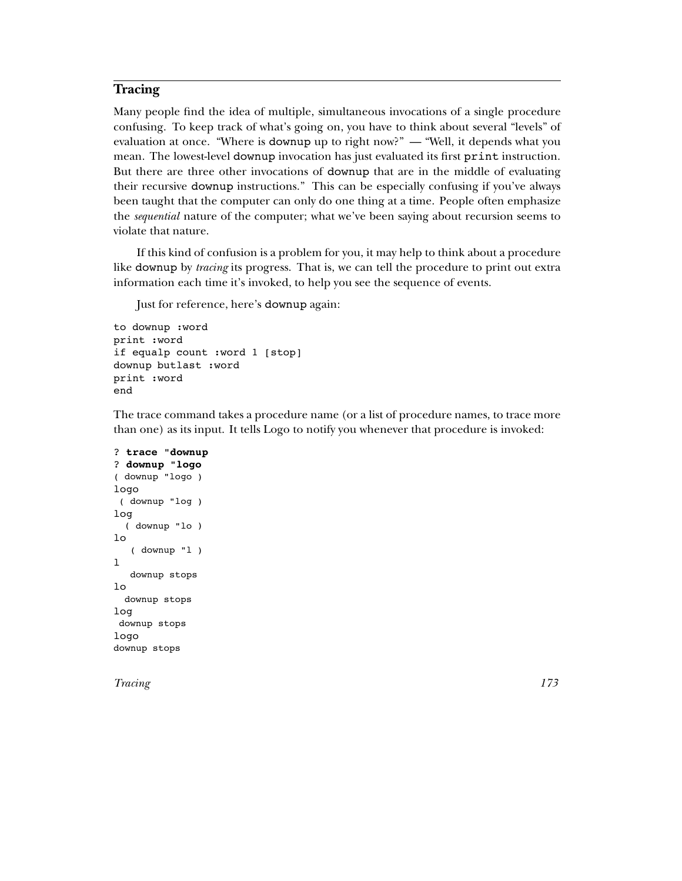## Tracing

Many people find the idea of multiple, simultaneous invocations of a single procedure confusing. To keep track of what's going on, you have to think about several "levels" of evaluation at once. "Where is `downup` up to right now?" — "Well, it depends what you mean. The lowest-level `downup` invocation has just evaluated its first `print` instruction. But there are three other invocations of `downup` that are in the middle of evaluating their recursive `downup` instructions." This can be especially confusing if you've always been taught that the computer can only do one thing at a time. People often emphasize the *sequential* nature of the computer; what we've been saying about recursion seems to violate that nature.

If this kind of confusion is a problem for you, it may help to think about a procedure like `downup` by *tracing* its progress. That is, we can tell the procedure to print out extra information each time it's invoked, to help you see the sequence of events.

Just for reference, here's `downup` again:

```
to downup :word
print :word
if equalp count :word 1 [stop]
downup butlast :word
print :word
end
```

The trace command takes a procedure name (or a list of procedure names, to trace more than one) as its input. It tells Logo to notify you whenever that procedure is invoked:

```
? trace "downup
? downup "logo
( downup "logo )
logo
 ( downup "log )
log
  ( downup "lo )
lo
   ( downup "l )
l
   downup stops
lo
  downup stops
log
 downup stops
logo
downup stops
```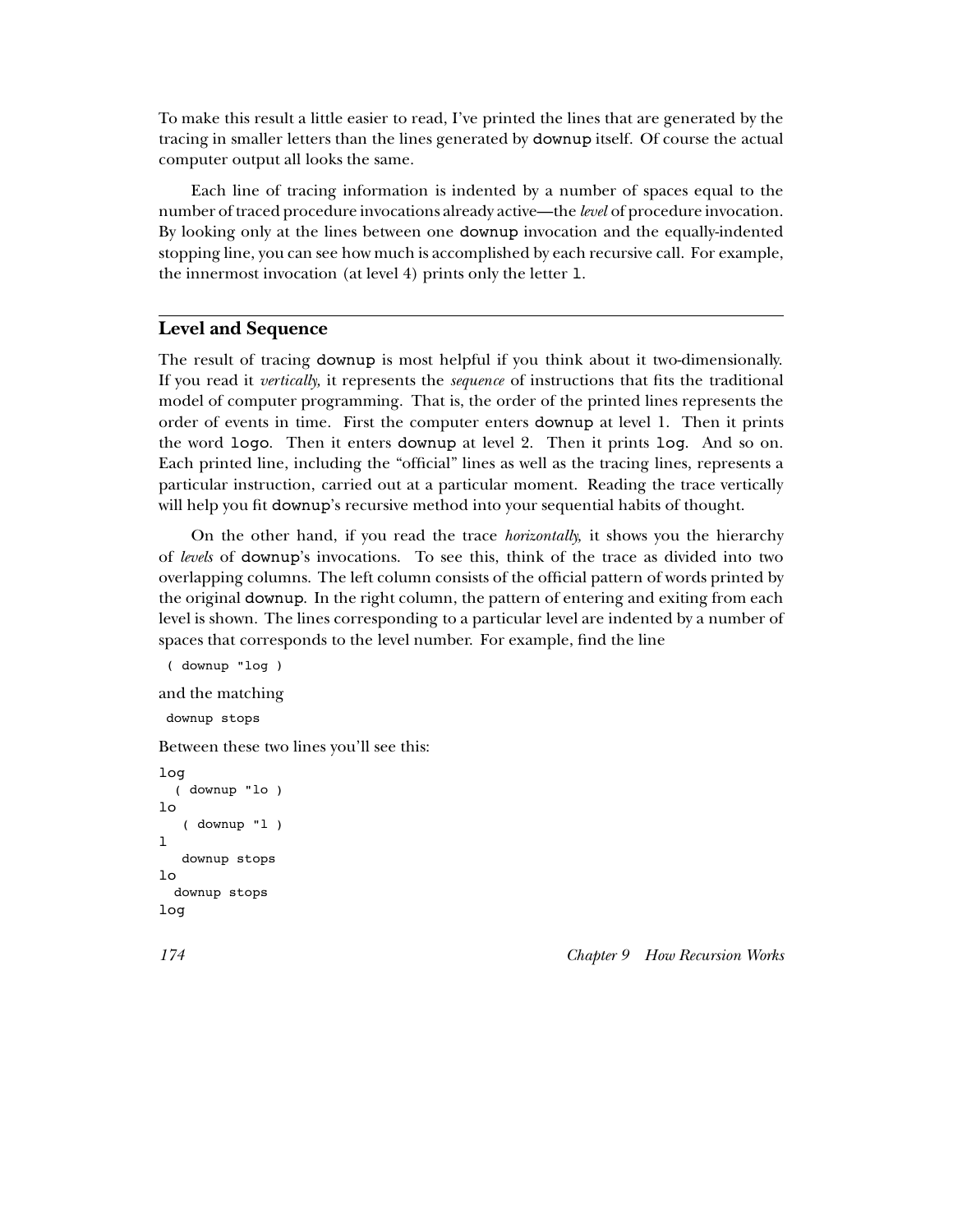To make this result a little easier to read, I've printed the lines that are generated by the tracing in smaller letters than the lines generated by `downup` itself. Of course the actual computer output all looks the same.

Each line of tracing information is indented by a number of spaces equal to the number of traced procedure invocations already active—the *level* of procedure invocation. By looking only at the lines between one `downup` invocation and the equally-indented stopping line, you can see how much is accomplished by each recursive call. For example, the innermost invocation (at level 4) prints only the letter `l`.

## Level and Sequence

The result of tracing `downup` is most helpful if you think about it two-dimensionally. If you read it *vertically,* it represents the *sequence* of instructions that fits the traditional model of computer programming. That is, the order of the printed lines represents the order of events in time. First the computer enters `downup` at level 1. Then it prints the word `logo`. Then it enters `downup` at level 2. Then it prints `log`. And so on. Each printed line, including the "official" lines as well as the tracing lines, represents a particular instruction, carried out at a particular moment. Reading the trace vertically will help you fit `downup`'s recursive method into your sequential habits of thought.

On the other hand, if you read the trace *horizontally,* it shows you the hierarchy of *levels* of `downup`'s invocations. To see this, think of the trace as divided into two overlapping columns. The left column consists of the official pattern of words printed by the original `downup`. In the right column, the pattern of entering and exiting from each level is shown. The lines corresponding to a particular level are indented by a number of spaces that corresponds to the level number. For example, find the line

```
 ( downup "log )
```

and the matching

```
 downup stops
```

Between these two lines you'll see this:

```
log
  ( downup "lo )
lo
   ( downup "l )
l
   downup stops
lo
  downup stops
log
```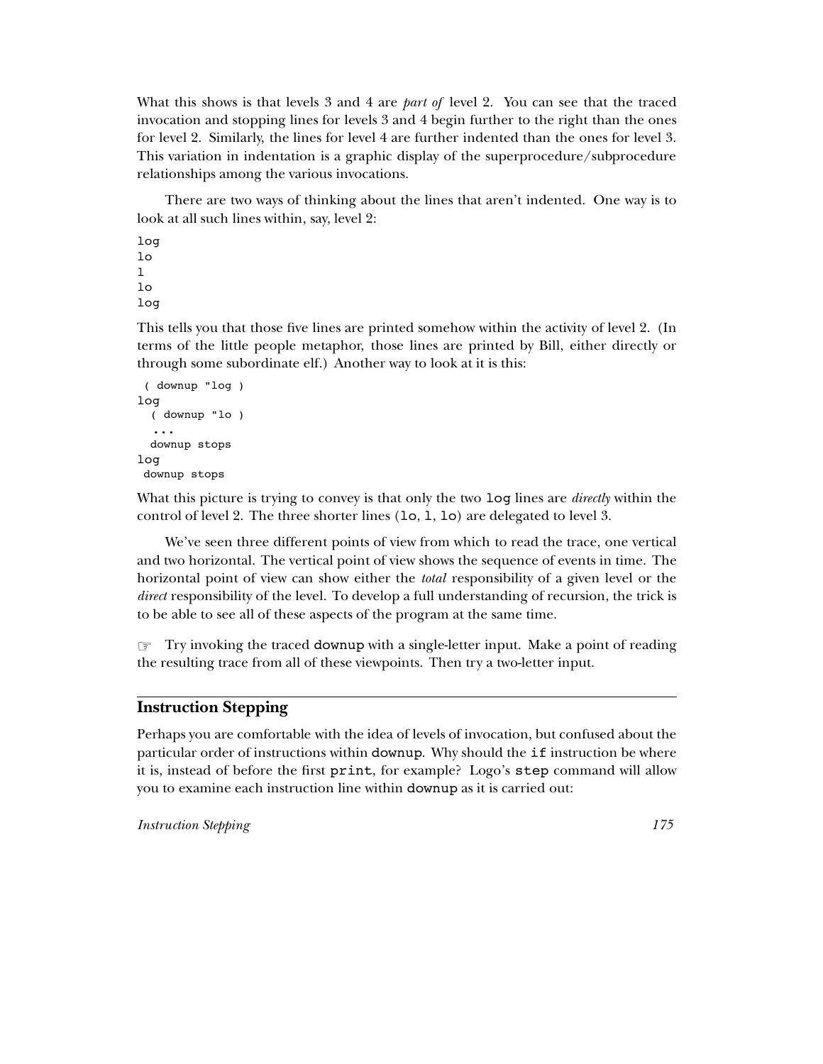What this shows is that levels 3 and 4 are *part of* level 2. You can see that the traced invocation and stopping lines for levels 3 and 4 begin further to the right than the ones for level 2. Similarly, the lines for level 4 are further indented than the ones for level 3. This variation in indentation is a graphic display of the superprocedure/subprocedure relationships among the various invocations.

There are two ways of thinking about the lines that aren't indented. One way is to look at all such lines within, say, level 2:

```
log
lo
l
lo
log
```

This tells you that those five lines are printed somehow within the activity of level 2. (In terms of the little people metaphor, those lines are printed by Bill, either directly or through some subordinate elf.) Another way to look at it is this:

```
 ( downup "log )
log
  ( downup "lo )
   ...
  downup stops
log
 downup stops
```

What this picture is trying to convey is that only the two `log` lines are *directly* within the control of level 2. The three shorter lines (`lo`, `l`, `lo`) are delegated to level 3.

We've seen three different points of view from which to read the trace, one vertical and two horizontal. The vertical point of view shows the sequence of events in time. The horizontal point of view can show either the *total* responsibility of a given level or the *direct* responsibility of the level. To develop a full understanding of recursion, the trick is to be able to see all of these aspects of the program at the same time.

☞ Try invoking the traced `downup` with a single-letter input. Make a point of reading the resulting trace from all of these viewpoints. Then try a two-letter input.

## Instruction Stepping

Perhaps you are comfortable with the idea of levels of invocation, but confused about the particular order of instructions within `downup`. Why should the `if` instruction be where it is, instead of before the first `print`, for example? Logo's `step` command will allow you to examine each instruction line within `downup` as it is carried out: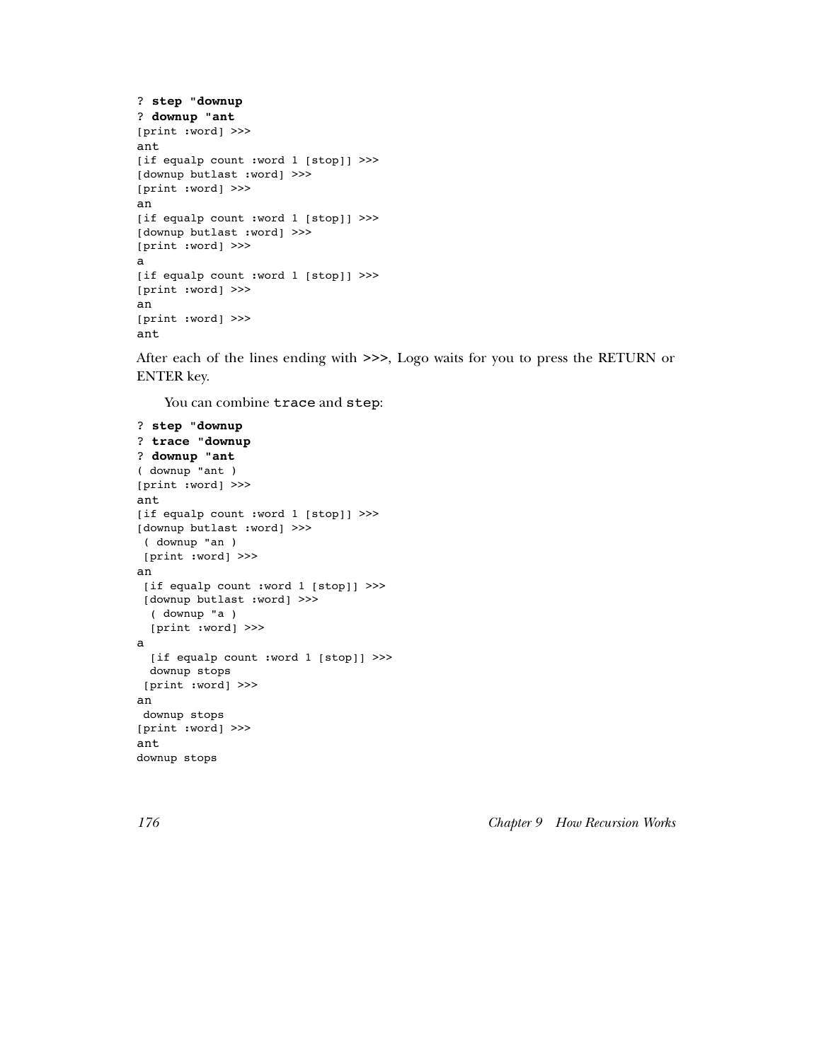```
? step "downup
? downup "ant
[print :word] >>>
ant
[if equalp count :word 1 [stop]] >>>
[downup butlast :word] >>>
[print :word] >>>
an
[if equalp count :word 1 [stop]] >>>
[downup butlast :word] >>>
[print :word] >>>
a
[if equalp count :word 1 [stop]] >>>
[print :word] >>>
an
[print :word] >>>
ant
```

After each of the lines ending with **>>>**, Logo waits for you to press the RETURN or ENTER key.

You can combine `trace` and `step`:

```
? step "downup
? trace "downup
? downup "ant
( downup "ant )
[print :word] >>>
ant
[if equalp count :word 1 [stop]] >>>
[downup butlast :word] >>>
 ( downup "an )
 [print :word] >>>
an
 [if equalp count :word 1 [stop]] >>>
 [downup butlast :word] >>>
  ( downup "a )
  [print :word] >>>
a
  [if equalp count :word 1 [stop]] >>>
  downup stops
 [print :word] >>>
an
 downup stops
[print :word] >>>
ant
downup stops
```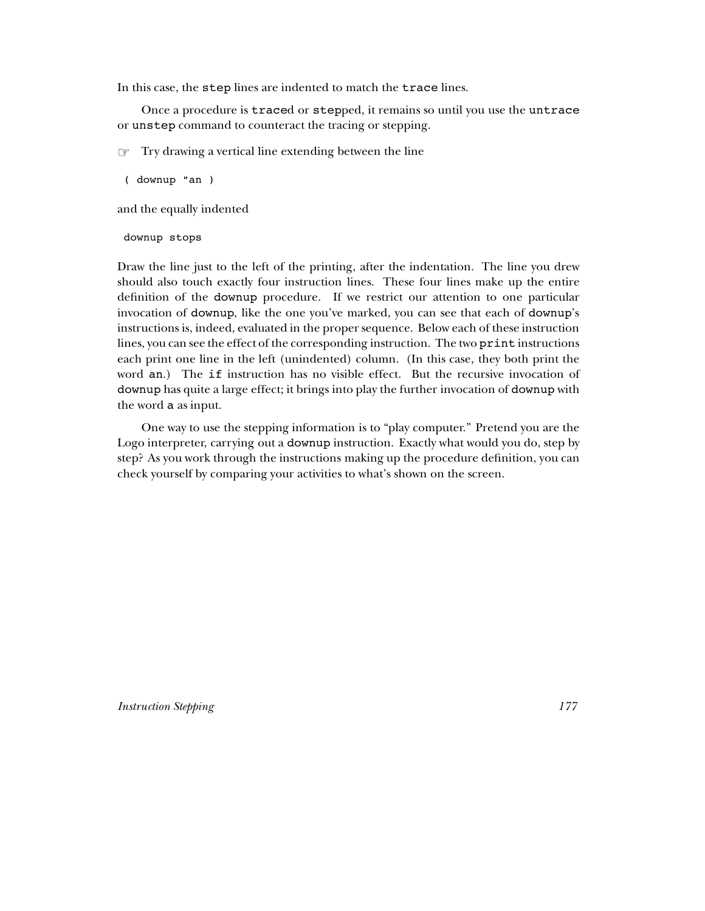In this case, the `step` lines are indented to match the `trace` lines.

Once a procedure is `trace`d or `step`ped, it remains so until you use the `untrace` or `unstep` command to counteract the tracing or stepping.

☞ Try drawing a vertical line extending between the line

```
 ( downup "an )
```

and the equally indented

```
 downup stops
```

Draw the line just to the left of the printing, after the indentation. The line you drew should also touch exactly four instruction lines. These four lines make up the entire definition of the `downup` procedure. If we restrict our attention to one particular invocation of `downup`, like the one you've marked, you can see that each of `downup`'s instructions is, indeed, evaluated in the proper sequence. Below each of these instruction lines, you can see the effect of the corresponding instruction. The two `print` instructions each print one line in the left (unindented) column. (In this case, they both print the word `an`.) The `if` instruction has no visible effect. But the recursive invocation of `downup` has quite a large effect; it brings into play the further invocation of `downup` with the word `a` as input.

One way to use the stepping information is to "play computer." Pretend you are the Logo interpreter, carrying out a `downup` instruction. Exactly what would you do, step by step? As you work through the instructions making up the procedure definition, you can check yourself by comparing your activities to what's shown on the screen.